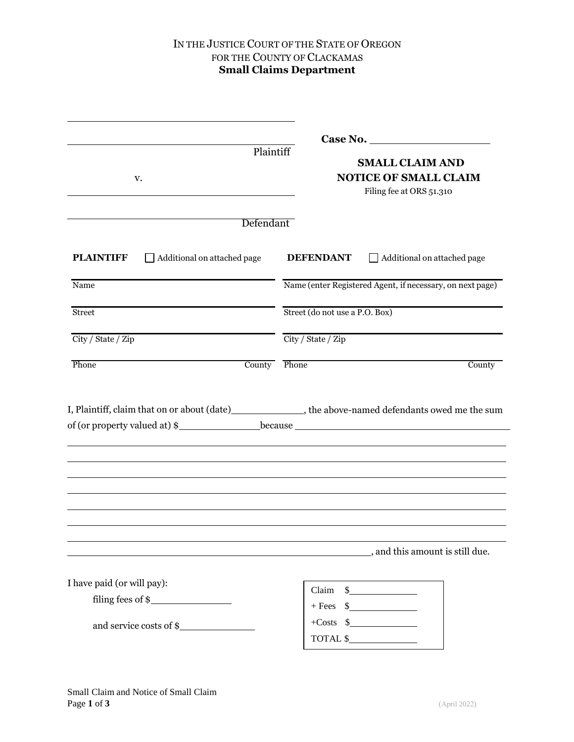IN THE JUSTICE COURT OF THE STATE OF OREGON
FOR THE COUNTY OF CLACKAMAS
**Small Claims Department**

| | |
|---|---|
| ______________________________ | **Case No.** ______________ |
| ______________________________ Plaintiff | **SMALL CLAIM AND NOTICE OF SMALL CLAIM** |
| v. | Filing fee at ORS 51.310 |
| ______________________________ | |
| ______________________________ Defendant | |

| **PLAINTIFF** ☐ Additional on attached page | **DEFENDANT** ☐ Additional on attached page |
|---|---|
| Name | Name (enter Registered Agent, if necessary, on next page) |
| Street | Street (do not use a P.O. Box) |
| City / State / Zip | City / State / Zip |
| Phone County | Phone County |

I, Plaintiff, claim that on or about (date)____________, the above-named defendants owed me the sum of (or property valued at) $______________because ______________________________________

____________________________________________________________________________

____________________________________________________________________________

____________________________________________________________________________

____________________________________________________________________________

____________________________________________________________________________

____________________________________________________________________________

____________________________________________________________________________, and this amount is still due.

I have paid (or will pay):

filing fees of $______________

and service costs of $______________

| | |
|---|---|
| Claim | $____________ |
| + Fees | $____________ |
| +Costs | $____________ |
| TOTAL | $____________ |

Small Claim and Notice of Small Claim

(April 2022)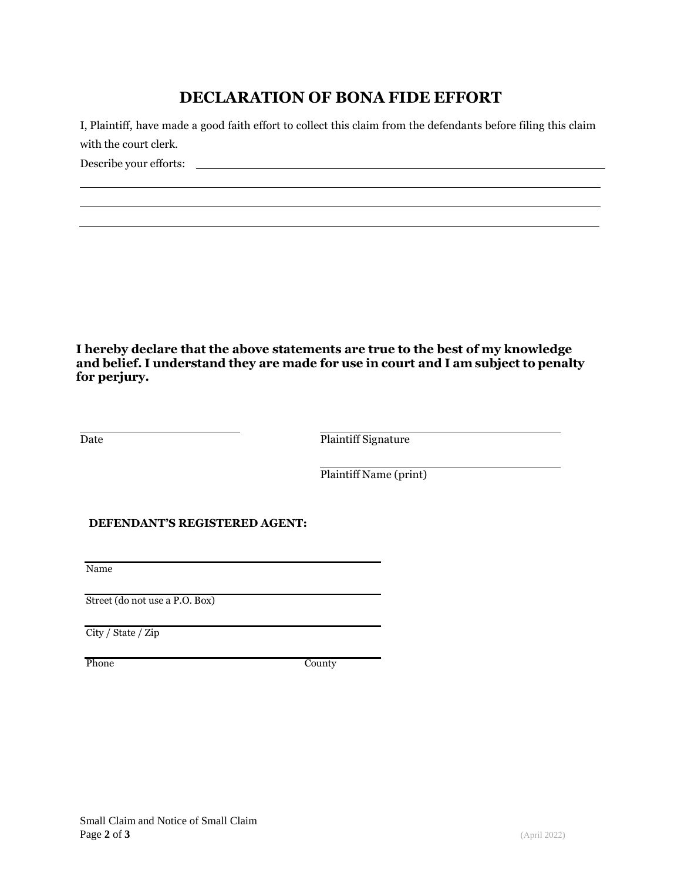# DECLARATION OF BONA FIDE EFFORT

I, Plaintiff, have made a good faith effort to collect this claim from the defendants before filing this claim with the court clerk.

Describe your efforts: ____________________________________________

____________________________________________

____________________________________________

____________________________________________

**I hereby declare that the above statements are true to the best of my knowledge and belief. I understand they are made for use in court and I am subject to penalty for perjury.**

| | |
|---|---|
| ____________________ | ____________________ |
| Date | Plaintiff Signature |
| | ____________________ |
| | Plaintiff Name (print) |

**DEFENDANT'S REGISTERED AGENT:**

____________________________________________
Name

____________________________________________
Street (do not use a P.O. Box)

____________________________________________
City / State / Zip

____________________________________________
Phone County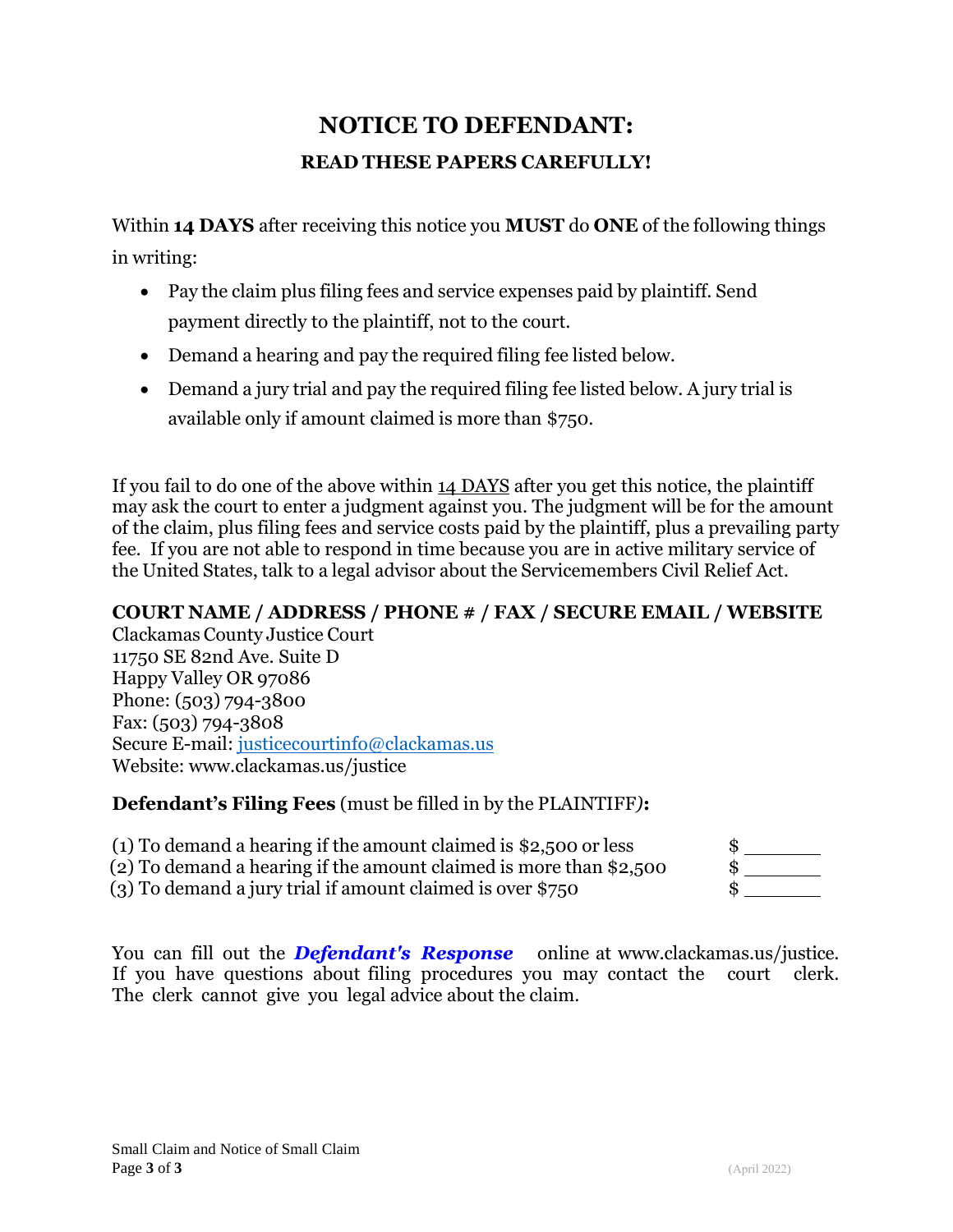# NOTICE TO DEFENDANT:

## READ THESE PAPERS CAREFULLY!

Within **14 DAYS** after receiving this notice you **MUST** do **ONE** of the following things in writing:

- Pay the claim plus filing fees and service expenses paid by plaintiff. Send payment directly to the plaintiff, not to the court.
- Demand a hearing and pay the required filing fee listed below.
- Demand a jury trial and pay the required filing fee listed below. A jury trial is available only if amount claimed is more than $750.

If you fail to do one of the above within 14 DAYS after you get this notice, the plaintiff may ask the court to enter a judgment against you. The judgment will be for the amount of the claim, plus filing fees and service costs paid by the plaintiff, plus a prevailing party fee. If you are not able to respond in time because you are in active military service of the United States, talk to a legal advisor about the Servicemembers Civil Relief Act.

**COURT NAME / ADDRESS / PHONE # / FAX / SECURE EMAIL / WEBSITE**

Clackamas County Justice Court
11750 SE 82nd Ave. Suite D
Happy Valley OR 97086
Phone: (503) 794-3800
Fax: (503) 794-3808
Secure E-mail: justicecourtinfo@clackamas.us
Website: www.clackamas.us/justice

**Defendant's Filing Fees** (must be filled in by the PLAINTIFF)**:**

| | |
|---|---|
| (1) To demand a hearing if the amount claimed is $2,500 or less | $ _______ |
| (2) To demand a hearing if the amount claimed is more than $2,500 | $ _______ |
| (3) To demand a jury trial if amount claimed is over $750 | $ _______ |

You can fill out the ***Defendant's Response*** online at www.clackamas.us/justice. If you have questions about filing procedures you may contact the court clerk. The clerk cannot give you legal advice about the claim.

Small Claim and Notice of Small Claim

(April 2022)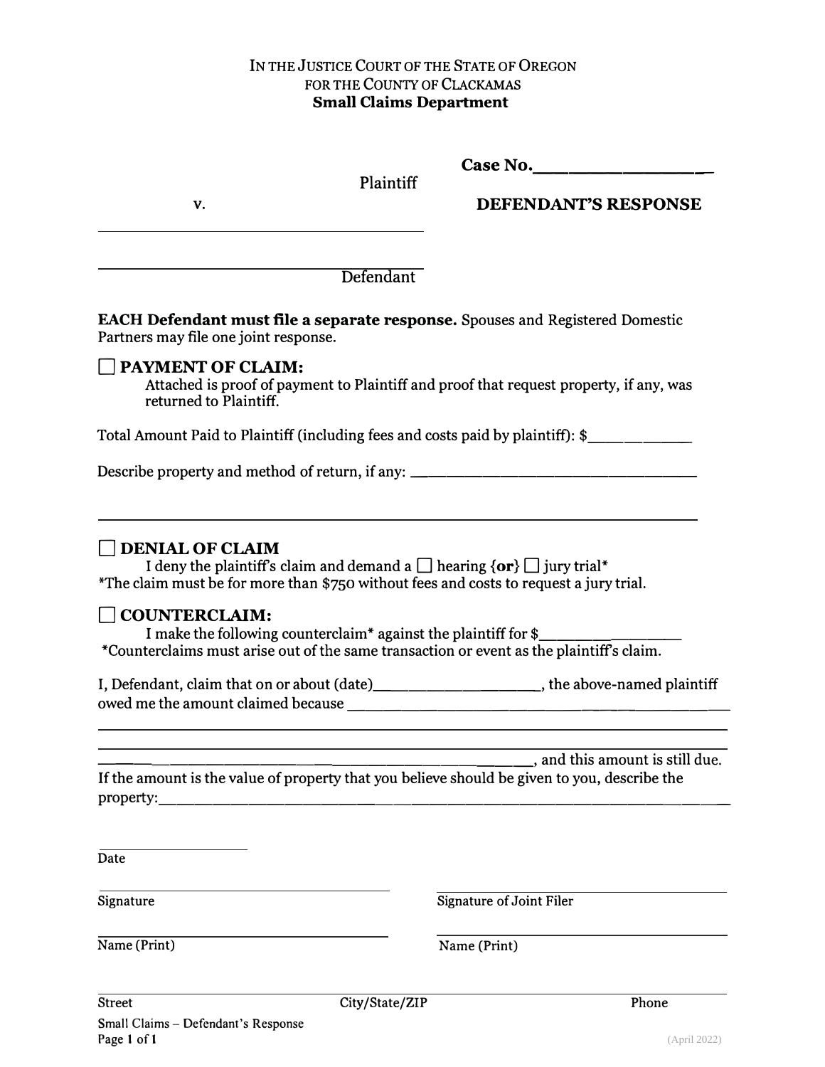IN THE JUSTICE COURT OF THE STATE OF OREGON
FOR THE COUNTY OF CLACKAMAS
**Small Claims Department**

| | |
|---|---|
| Plaintiff | **Case No.**____________________ |
| v. | **DEFENDANT'S RESPONSE** |
| ______________________________ | |
| ______________________________ Defendant | |

**EACH Defendant must file a separate response.** Spouses and Registered Domestic Partners may file one joint response.

☐ **PAYMENT OF CLAIM:**
Attached is proof of payment to Plaintiff and proof that request property, if any, was returned to Plaintiff.

Total Amount Paid to Plaintiff (including fees and costs paid by plaintiff): $____________

Describe property and method of return, if any: ________________________________

________________________________________________________________________

☐ **DENIAL OF CLAIM**
I deny the plaintiff's claim and demand a ☐ hearing **{or}** ☐ jury trial*
*The claim must be for more than $750 without fees and costs to request a jury trial.

☐ **COUNTERCLAIM:**
I make the following counterclaim* against the plaintiff for $__________________
*Counterclaims must arise out of the same transaction or event as the plaintiff's claim.

I, Defendant, claim that on or about (date)____________________, the above-named plaintiff owed me the amount claimed because ______________________________________________

________________________________________________________________________

________________________________________________________________________

________________________________________________________________, and this amount is still due.

If the amount is the value of property that you believe should be given to you, describe the property:______________________________________________________________

____________________
Date

| | |
|---|---|
| ______________________________ Signature | ______________________________ Signature of Joint Filer |
| ______________________________ Name (Print) | ______________________________ Name (Print) |

________________________________________________________________________
Street | City/State/ZIP | Phone

Small Claims – Defendant's Response

(April 2022)